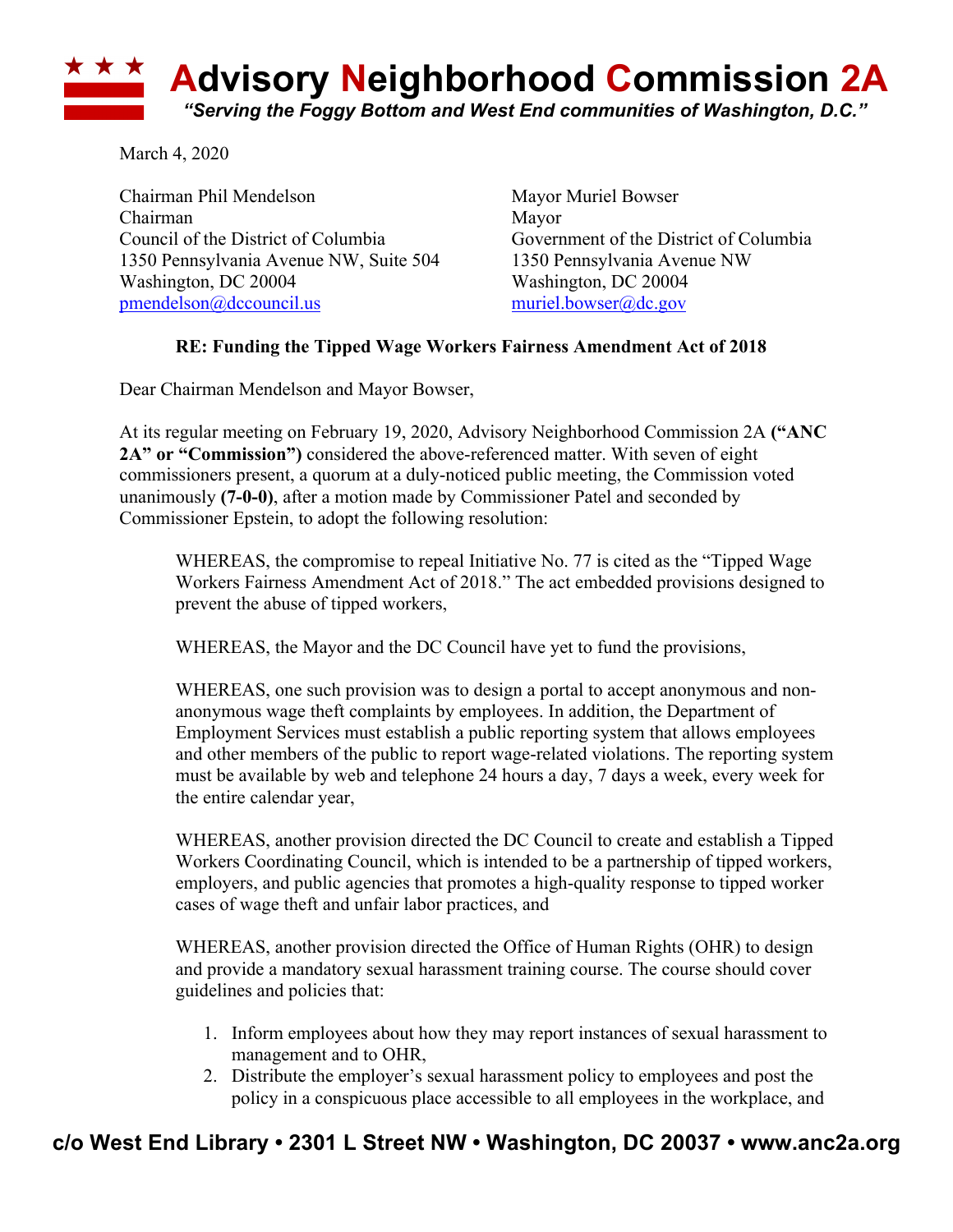# Advisory Neighborhood Commission 2A

*"Serving the Foggy Bottom and West End communities of Washington, D.C."*

March 4, 2020

Chairman Phil Mendelson
Chairman
Council of the District of Columbia
1350 Pennsylvania Avenue NW, Suite 504
Washington, DC 20004
pmendelson@dccouncil.us

Mayor Muriel Bowser
Mayor
Government of the District of Columbia
1350 Pennsylvania Avenue NW
Washington, DC 20004
muriel.bowser@dc.gov

**RE: Funding the Tipped Wage Workers Fairness Amendment Act of 2018**

Dear Chairman Mendelson and Mayor Bowser,

At its regular meeting on February 19, 2020, Advisory Neighborhood Commission 2A **("ANC 2A" or "Commission")** considered the above-referenced matter. With seven of eight commissioners present, a quorum at a duly-noticed public meeting, the Commission voted unanimously **(7-0-0)**, after a motion made by Commissioner Patel and seconded by Commissioner Epstein, to adopt the following resolution:

> WHEREAS, the compromise to repeal Initiative No. 77 is cited as the "Tipped Wage Workers Fairness Amendment Act of 2018." The act embedded provisions designed to prevent the abuse of tipped workers,
>
> WHEREAS, the Mayor and the DC Council have yet to fund the provisions,
>
> WHEREAS, one such provision was to design a portal to accept anonymous and non-anonymous wage theft complaints by employees. In addition, the Department of Employment Services must establish a public reporting system that allows employees and other members of the public to report wage-related violations. The reporting system must be available by web and telephone 24 hours a day, 7 days a week, every week for the entire calendar year,
>
> WHEREAS, another provision directed the DC Council to create and establish a Tipped Workers Coordinating Council, which is intended to be a partnership of tipped workers, employers, and public agencies that promotes a high-quality response to tipped worker cases of wage theft and unfair labor practices, and
>
> WHEREAS, another provision directed the Office of Human Rights (OHR) to design and provide a mandatory sexual harassment training course. The course should cover guidelines and policies that:
>
> 1. Inform employees about how they may report instances of sexual harassment to management and to OHR,
> 2. Distribute the employer's sexual harassment policy to employees and post the policy in a conspicuous place accessible to all employees in the workplace, and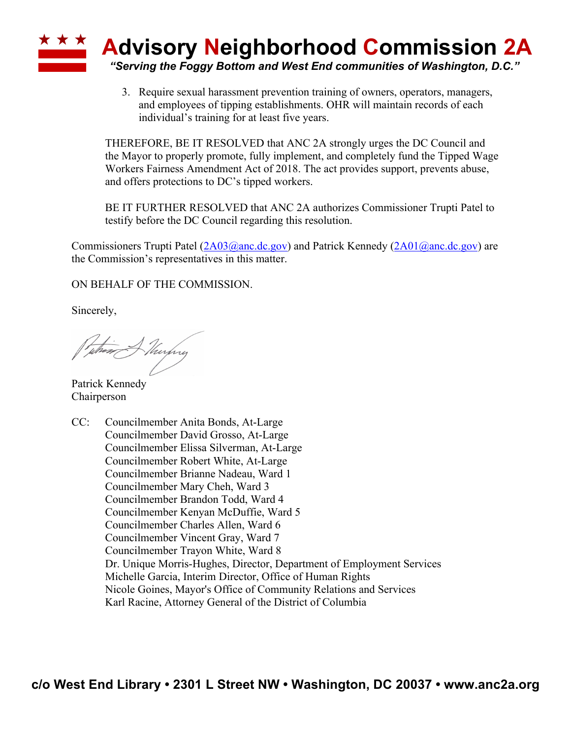3. Require sexual harassment prevention training of owners, operators, managers, and employees of tipping establishments. OHR will maintain records of each individual's training for at least five years.

THEREFORE, BE IT RESOLVED that ANC 2A strongly urges the DC Council and the Mayor to properly promote, fully implement, and completely fund the Tipped Wage Workers Fairness Amendment Act of 2018. The act provides support, prevents abuse, and offers protections to DC's tipped workers.

BE IT FURTHER RESOLVED that ANC 2A authorizes Commissioner Trupti Patel to testify before the DC Council regarding this resolution.

Commissioners Trupti Patel (2A03@anc.dc.gov) and Patrick Kennedy (2A01@anc.dc.gov) are the Commission's representatives in this matter.

ON BEHALF OF THE COMMISSION.

Sincerely,

Patrick Kennedy
Chairperson

CC: Councilmember Anita Bonds, At-Large
Councilmember David Grosso, At-Large
Councilmember Elissa Silverman, At-Large
Councilmember Robert White, At-Large
Councilmember Brianne Nadeau, Ward 1
Councilmember Mary Cheh, Ward 3
Councilmember Brandon Todd, Ward 4
Councilmember Kenyan McDuffie, Ward 5
Councilmember Charles Allen, Ward 6
Councilmember Vincent Gray, Ward 7
Councilmember Trayon White, Ward 8
Dr. Unique Morris-Hughes, Director, Department of Employment Services
Michelle Garcia, Interim Director, Office of Human Rights
Nicole Goines, Mayor's Office of Community Relations and Services
Karl Racine, Attorney General of the District of Columbia